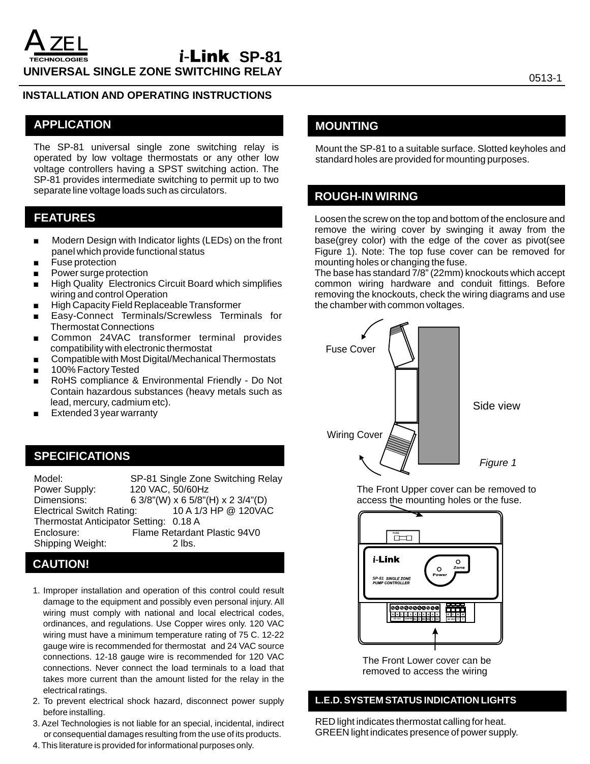AZEL TECHNOLOGIES

# i-Link SP-81

## UNIVERSAL SINGLE ZONE SWITCHING RELAY

0513-1

**INSTALLATION AND OPERATING INSTRUCTIONS**

## APPLICATION

The SP-81 universal single zone switching relay is operated by low voltage thermostats or any other low voltage controllers having a SPST switching action. The SP-81 provides intermediate switching to permit up to two separate line voltage loads such as circulators.

## FEATURES

- Modern Design with Indicator lights (LEDs) on the front panel which provide functional status
- Fuse protection
- Power surge protection
- High Quality Electronics Circuit Board which simplifies wiring and control Operation
- High Capacity Field Replaceable Transformer
- Easy-Connect Terminals/Screwless Terminals for Thermostat Connections
- Common 24VAC transformer terminal provides compatibility with electronic thermostat
- Compatible with Most Digital/Mechanical Thermostats
- 100% Factory Tested
- RoHS compliance & Environmental Friendly - Do Not Contain hazardous substances (heavy metals such as lead, mercury, cadmium etc).
- Extended 3 year warranty

## SPECIFICATIONS

| | |
|---|---|
| Model: | SP-81 Single Zone Switching Relay |
| Power Supply: | 120 VAC, 50/60Hz |
| Dimensions: | 6 3/8"(W) x 6 5/8"(H) x 2 3/4"(D) |
| Electrical Switch Rating: | 10 A 1/3 HP @ 120VAC |
| Thermostat Anticipator Setting: | 0.18 A |
| Enclosure: | Flame Retardant Plastic 94V0 |
| Shipping Weight: | 2 lbs. |

## CAUTION!

1. Improper installation and operation of this control could result damage to the equipment and possibly even personal injury. All wiring must comply with national and local electrical codes, ordinances, and regulations. Use Copper wires only. 120 VAC wiring must have a minimum temperature rating of 75 C. 12-22 gauge wire is recommended for thermostat and 24 VAC source connections. 12-18 gauge wire is recommended for 120 VAC connections. Never connect the load terminals to a load that takes more current than the amount listed for the relay in the electrical ratings.
2. To prevent electrical shock hazard, disconnect power supply before installing.
3. Azel Technologies is not liable for an special, incidental, indirect or consequential damages resulting from the use of its products.
4. This literature is provided for informational purposes only.

## MOUNTING

Mount the SP-81 to a suitable surface. Slotted keyholes and standard holes are provided for mounting purposes.

## ROUGH-IN WIRING

Loosen the screw on the top and bottom of the enclosure and remove the wiring cover by swinging it away from the base(grey color) with the edge of the cover as pivot(see Figure 1). Note: The top fuse cover can be removed for mounting holes or changing the fuse.

The base has standard 7/8" (22mm) knockouts which accept common wiring hardware and conduit fittings. Before removing the knockouts, check the wiring diagrams and use the chamber with common voltages.

Fuse Cover

Side view

Wiring Cover

*Figure 1*

The Front Upper cover can be removed to access the mounting holes or the fuse.

The Front Lower cover can be removed to access the wiring

## L.E.D. SYSTEM STATUS INDICATION LIGHTS

RED light indicates thermostat calling for heat.
GREEN light indicates presence of power supply.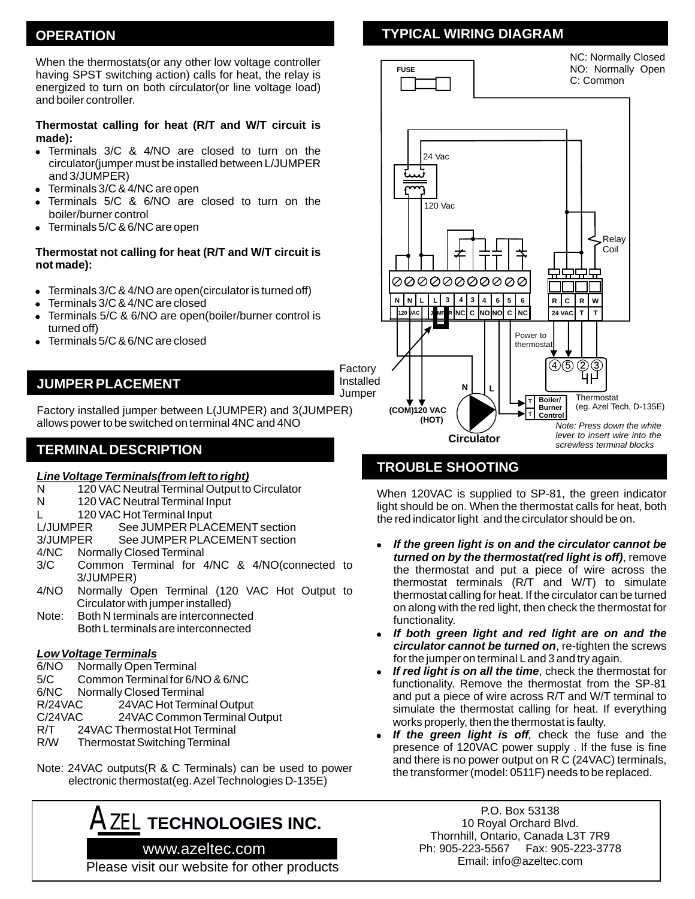## OPERATION

When the thermostats(or any other low voltage controller having SPST switching action) calls for heat, the relay is energized to turn on both circulator(or line voltage load) and boiler controller.

**Thermostat calling for heat (R/T and W/T circuit is made):**

- Terminals 3/C & 4/NO are closed to turn on the circulator(jumper must be installed between L/JUMPER and 3/JUMPER)
- Terminals 3/C & 4/NC are open
- Terminals 5/C & 6/NO are closed to turn on the boiler/burner control
- Terminals 5/C & 6/NC are open

**Thermostat not calling for heat (R/T and W/T circuit is not made):**

- Terminals 3/C & 4/NO are open(circulator is turned off)
- Terminals 3/C & 4/NC are closed
- Terminals 5/C & 6/NO are open(boiler/burner control is turned off)
- Terminals 5/C & 6/NC are closed

## JUMPER PLACEMENT

Factory installed jumper between L(JUMPER) and 3(JUMPER) allows power to be switched on terminal 4NC and 4NO

## TERMINAL DESCRIPTION

***Line Voltage Terminals(from left to right)***

N 120 VAC Neutral Terminal Output to Circulator
N 120 VAC Neutral Terminal Input
L 120 VAC Hot Terminal Input
L/JUMPER See JUMPER PLACEMENT section
3/JUMPER See JUMPER PLACEMENT section
4/NC Normally Closed Terminal
3/C Common Terminal for 4/NC & 4/NO(connected to 3/JUMPER)
4/NO Normally Open Terminal (120 VAC Hot Output to Circulator with jumper installed)
Note: Both N terminals are interconnected
Both L terminals are interconnected

***Low Voltage Terminals***

6/NO Normally Open Terminal
5/C Common Terminal for 6/NO & 6/NC
6/NC Normally Closed Terminal
R/24VAC 24VAC Hot Terminal Output
C/24VAC 24VAC Common Terminal Output
R/T 24VAC Thermostat Hot Terminal
R/W Thermostat Switching Terminal

Note: 24VAC outputs(R & C Terminals) can be used to power electronic thermostat(eg. Azel Technologies D-135E)

## TYPICAL WIRING DIAGRAM

NC: Normally Closed
NO: Normally Open
C: Common

FUSE
24 Vac
120 Vac
Relay Coil
N N L L 3 4 3 4 6 5 6
120 VAC JUMPER NC C NO NO C NC
R C R W
24 VAC T T
Power to thermostat
④ ⑤ ② ③
Factory Installed Jumper
N L
(COM)120 VAC (HOT)
Circulator
T T Boiler/ Burner Control
Thermostat (eg. Azel Tech, D-135E)

*Note: Press down the white lever to insert wire into the screwless terminal blocks*

## TROUBLE SHOOTING

When 120VAC is supplied to SP-81, the green indicator light should be on. When the thermostat calls for heat, both the red indicator light and the circulator should be on.

- ***If the green light is on and the circulator cannot be turned on by the thermostat(red light is off)***, remove the thermostat and put a piece of wire across the thermostat terminals (R/T and W/T) to simulate thermostat calling for heat. If the circulator can be turned on along with the red light, then check the thermostat for functionality.
- ***If both green light and red light are on and the circulator cannot be turned on***, re-tighten the screws for the jumper on terminal L and 3 and try again.
- ***If red light is on all the time***, check the thermostat for functionality. Remove the thermostat from the SP-81 and put a piece of wire across R/T and W/T terminal to simulate the thermostat calling for heat. If everything works properly, then the thermostat is faulty.
- ***If the green light is off,*** check the fuse and the presence of 120VAC power supply . If the fuse is fine and there is no power output on R C (24VAC) terminals, the transformer (model: 0511F) needs to be replaced.

AZEL **TECHNOLOGIES INC.**
www.azeltec.com
Please visit our website for other products

P.O. Box 53138
10 Royal Orchard Blvd.
Thornhill, Ontario, Canada L3T 7R9
Ph: 905-223-5567 Fax: 905-223-3778
Email: info@azeltec.com